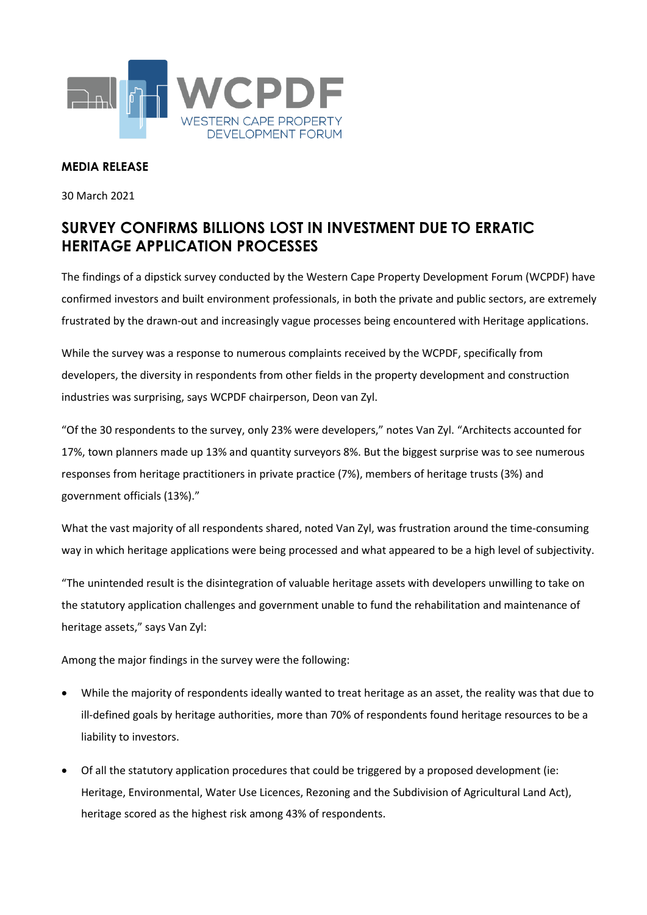WCPDF
WESTERN CAPE PROPERTY DEVELOPMENT FORUM

**MEDIA RELEASE**

30 March 2021

# SURVEY CONFIRMS BILLIONS LOST IN INVESTMENT DUE TO ERRATIC HERITAGE APPLICATION PROCESSES

The findings of a dipstick survey conducted by the Western Cape Property Development Forum (WCPDF) have confirmed investors and built environment professionals, in both the private and public sectors, are extremely frustrated by the drawn-out and increasingly vague processes being encountered with Heritage applications.

While the survey was a response to numerous complaints received by the WCPDF, specifically from developers, the diversity in respondents from other fields in the property development and construction industries was surprising, says WCPDF chairperson, Deon van Zyl.

"Of the 30 respondents to the survey, only 23% were developers," notes Van Zyl. "Architects accounted for 17%, town planners made up 13% and quantity surveyors 8%. But the biggest surprise was to see numerous responses from heritage practitioners in private practice (7%), members of heritage trusts (3%) and government officials (13%)."

What the vast majority of all respondents shared, noted Van Zyl, was frustration around the time-consuming way in which heritage applications were being processed and what appeared to be a high level of subjectivity.

"The unintended result is the disintegration of valuable heritage assets with developers unwilling to take on the statutory application challenges and government unable to fund the rehabilitation and maintenance of heritage assets," says Van Zyl:

Among the major findings in the survey were the following:

- While the majority of respondents ideally wanted to treat heritage as an asset, the reality was that due to ill-defined goals by heritage authorities, more than 70% of respondents found heritage resources to be a liability to investors.
- Of all the statutory application procedures that could be triggered by a proposed development (ie: Heritage, Environmental, Water Use Licences, Rezoning and the Subdivision of Agricultural Land Act), heritage scored as the highest risk among 43% of respondents.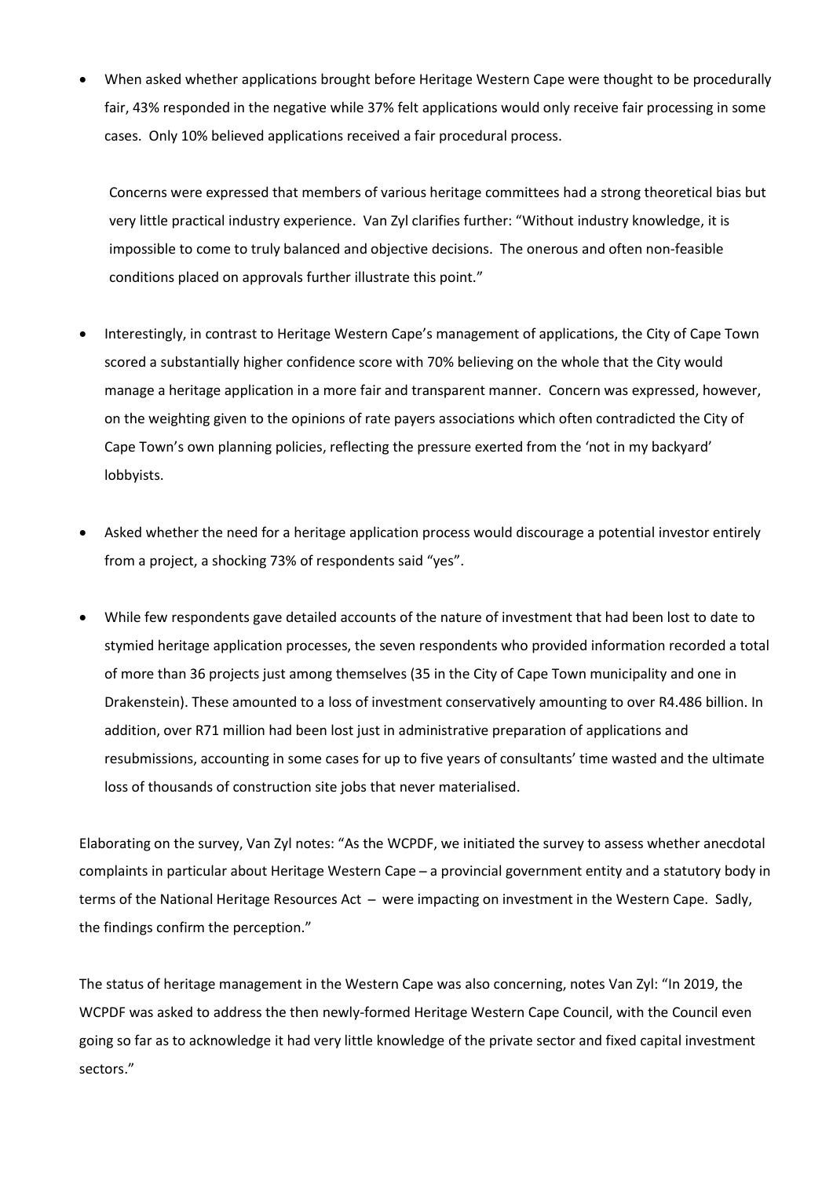- When asked whether applications brought before Heritage Western Cape were thought to be procedurally fair, 43% responded in the negative while 37% felt applications would only receive fair processing in some cases. Only 10% believed applications received a fair procedural process.

  Concerns were expressed that members of various heritage committees had a strong theoretical bias but very little practical industry experience. Van Zyl clarifies further: "Without industry knowledge, it is impossible to come to truly balanced and objective decisions. The onerous and often non-feasible conditions placed on approvals further illustrate this point."

- Interestingly, in contrast to Heritage Western Cape's management of applications, the City of Cape Town scored a substantially higher confidence score with 70% believing on the whole that the City would manage a heritage application in a more fair and transparent manner. Concern was expressed, however, on the weighting given to the opinions of rate payers associations which often contradicted the City of Cape Town's own planning policies, reflecting the pressure exerted from the 'not in my backyard' lobbyists.

- Asked whether the need for a heritage application process would discourage a potential investor entirely from a project, a shocking 73% of respondents said "yes".

- While few respondents gave detailed accounts of the nature of investment that had been lost to date to stymied heritage application processes, the seven respondents who provided information recorded a total of more than 36 projects just among themselves (35 in the City of Cape Town municipality and one in Drakenstein). These amounted to a loss of investment conservatively amounting to over R4.486 billion. In addition, over R71 million had been lost just in administrative preparation of applications and resubmissions, accounting in some cases for up to five years of consultants' time wasted and the ultimate loss of thousands of construction site jobs that never materialised.

Elaborating on the survey, Van Zyl notes: "As the WCPDF, we initiated the survey to assess whether anecdotal complaints in particular about Heritage Western Cape – a provincial government entity and a statutory body in terms of the National Heritage Resources Act – were impacting on investment in the Western Cape. Sadly, the findings confirm the perception."

The status of heritage management in the Western Cape was also concerning, notes Van Zyl: "In 2019, the WCPDF was asked to address the then newly-formed Heritage Western Cape Council, with the Council even going so far as to acknowledge it had very little knowledge of the private sector and fixed capital investment sectors."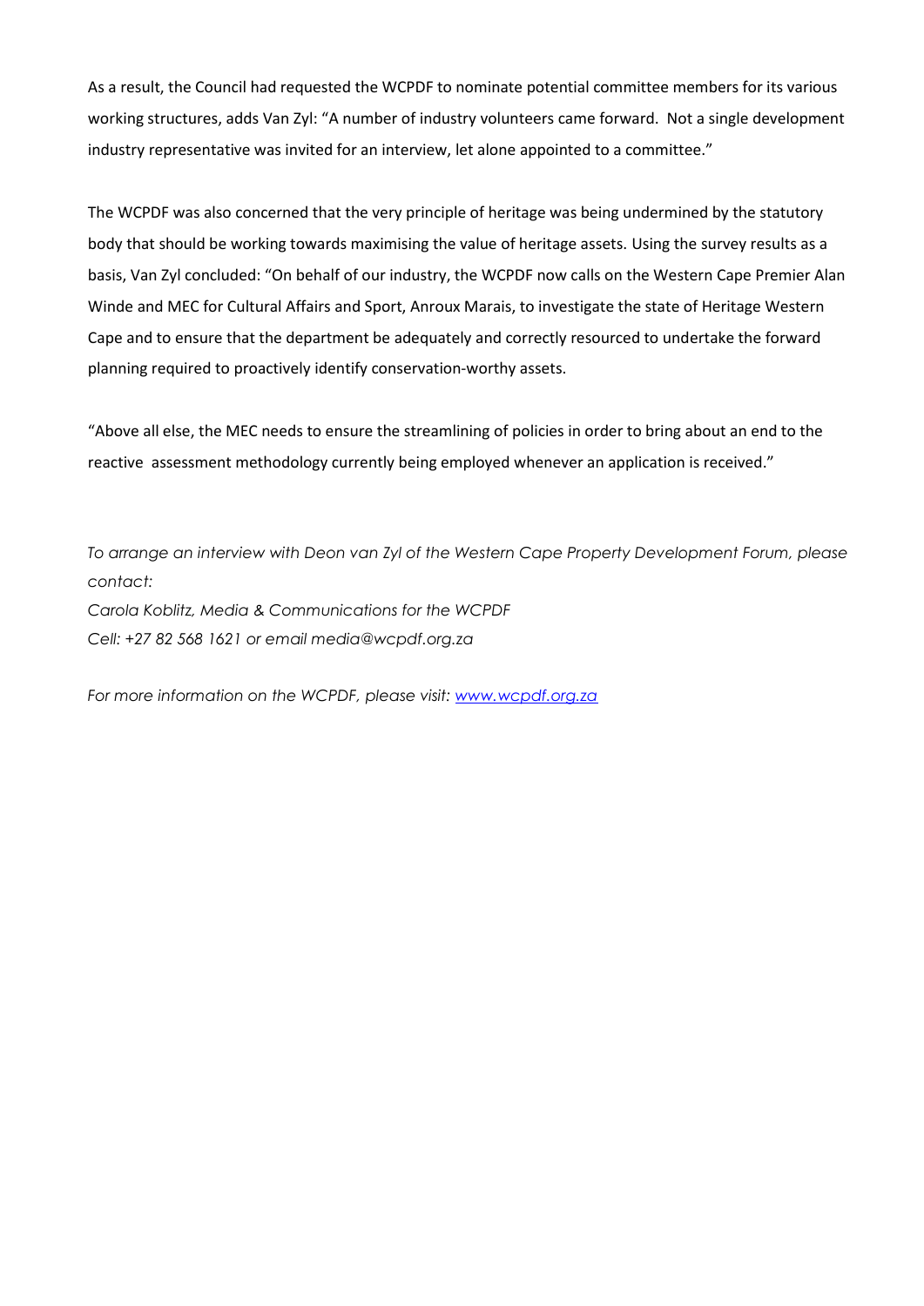As a result, the Council had requested the WCPDF to nominate potential committee members for its various working structures, adds Van Zyl: "A number of industry volunteers came forward. Not a single development industry representative was invited for an interview, let alone appointed to a committee."

The WCPDF was also concerned that the very principle of heritage was being undermined by the statutory body that should be working towards maximising the value of heritage assets. Using the survey results as a basis, Van Zyl concluded: "On behalf of our industry, the WCPDF now calls on the Western Cape Premier Alan Winde and MEC for Cultural Affairs and Sport, Anroux Marais, to investigate the state of Heritage Western Cape and to ensure that the department be adequately and correctly resourced to undertake the forward planning required to proactively identify conservation-worthy assets.

"Above all else, the MEC needs to ensure the streamlining of policies in order to bring about an end to the reactive assessment methodology currently being employed whenever an application is received."

*To arrange an interview with Deon van Zyl of the Western Cape Property Development Forum, please contact:*
*Carola Koblitz, Media & Communications for the WCPDF*
*Cell: +27 82 568 1621 or email media@wcpdf.org.za*

*For more information on the WCPDF, please visit: [www.wcpdf.org.za](http://www.wcpdf.org.za)*